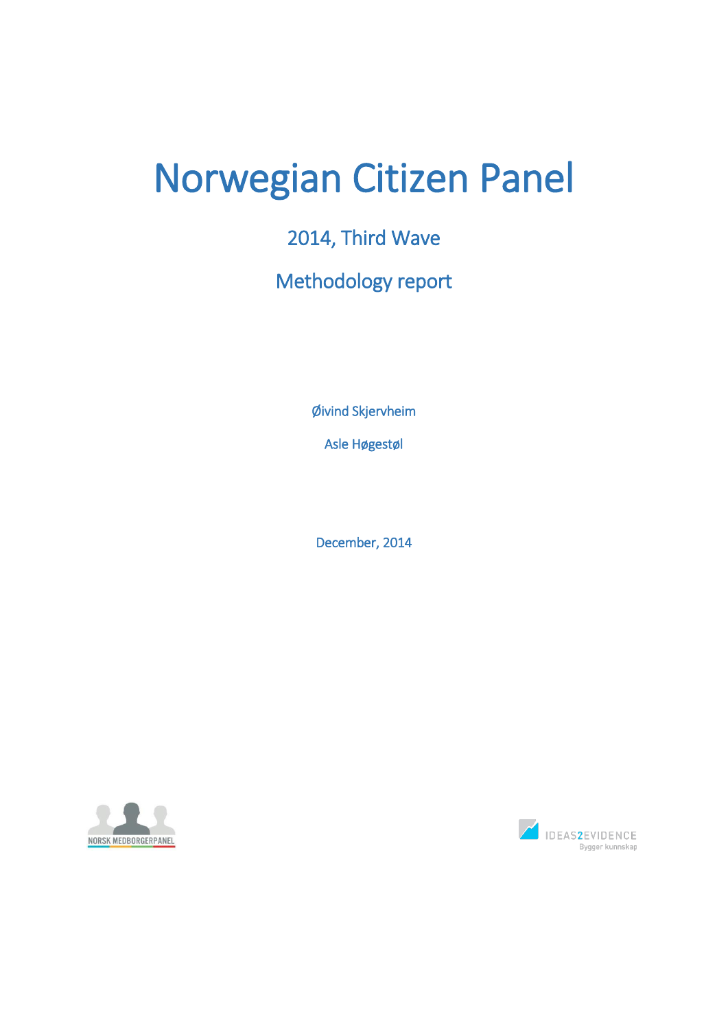# Norwegian Citizen Panel

## 2014, Third Wave

## Methodology report

Øivind Skjervheim

Asle Høgestøl

December, 2014

NORSK MEDBORGERPANEL

IDEAS2EVIDENCE
Bygger kunnskap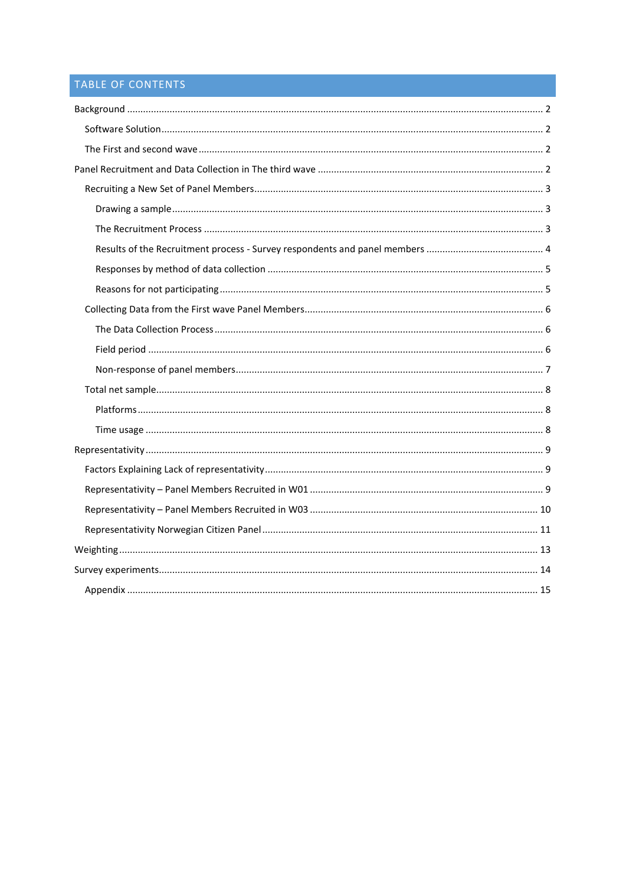## TABLE OF CONTENTS

- Background ... 2
  - Software Solution ... 2
  - The First and second wave ... 2
- Panel Recruitment and Data Collection in The third wave ... 2
  - Recruiting a New Set of Panel Members ... 3
    - Drawing a sample ... 3
    - The Recruitment Process ... 3
    - Results of the Recruitment process - Survey respondents and panel members ... 4
    - Responses by method of data collection ... 5
    - Reasons for not participating ... 5
  - Collecting Data from the First wave Panel Members ... 6
    - The Data Collection Process ... 6
    - Field period ... 6
    - Non-response of panel members ... 7
  - Total net sample ... 8
    - Platforms ... 8
    - Time usage ... 8
- Representativity ... 9
  - Factors Explaining Lack of representativity ... 9
  - Representativity – Panel Members Recruited in W01 ... 9
  - Representativity – Panel Members Recruited in W03 ... 10
  - Representativity Norwegian Citizen Panel ... 11
- Weighting ... 13
- Survey experiments ... 14
  - Appendix ... 15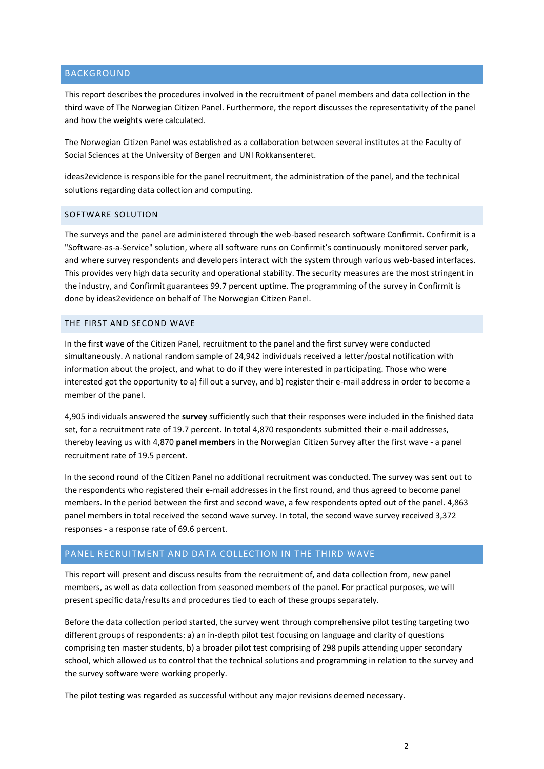## BACKGROUND

This report describes the procedures involved in the recruitment of panel members and data collection in the third wave of The Norwegian Citizen Panel. Furthermore, the report discusses the representativity of the panel and how the weights were calculated.

The Norwegian Citizen Panel was established as a collaboration between several institutes at the Faculty of Social Sciences at the University of Bergen and UNI Rokkansenteret.

ideas2evidence is responsible for the panel recruitment, the administration of the panel, and the technical solutions regarding data collection and computing.

### SOFTWARE SOLUTION

The surveys and the panel are administered through the web-based research software Confirmit. Confirmit is a "Software-as-a-Service" solution, where all software runs on Confirmit's continuously monitored server park, and where survey respondents and developers interact with the system through various web-based interfaces. This provides very high data security and operational stability. The security measures are the most stringent in the industry, and Confirmit guarantees 99.7 percent uptime. The programming of the survey in Confirmit is done by ideas2evidence on behalf of The Norwegian Citizen Panel.

### THE FIRST AND SECOND WAVE

In the first wave of the Citizen Panel, recruitment to the panel and the first survey were conducted simultaneously. A national random sample of 24,942 individuals received a letter/postal notification with information about the project, and what to do if they were interested in participating. Those who were interested got the opportunity to a) fill out a survey, and b) register their e-mail address in order to become a member of the panel.

4,905 individuals answered the **survey** sufficiently such that their responses were included in the finished data set, for a recruitment rate of 19.7 percent. In total 4,870 respondents submitted their e-mail addresses, thereby leaving us with 4,870 **panel members** in the Norwegian Citizen Survey after the first wave - a panel recruitment rate of 19.5 percent.

In the second round of the Citizen Panel no additional recruitment was conducted. The survey was sent out to the respondents who registered their e-mail addresses in the first round, and thus agreed to become panel members. In the period between the first and second wave, a few respondents opted out of the panel. 4,863 panel members in total received the second wave survey. In total, the second wave survey received 3,372 responses - a response rate of 69.6 percent.

## PANEL RECRUITMENT AND DATA COLLECTION IN THE THIRD WAVE

This report will present and discuss results from the recruitment of, and data collection from, new panel members, as well as data collection from seasoned members of the panel. For practical purposes, we will present specific data/results and procedures tied to each of these groups separately.

Before the data collection period started, the survey went through comprehensive pilot testing targeting two different groups of respondents: a) an in-depth pilot test focusing on language and clarity of questions comprising ten master students, b) a broader pilot test comprising of 298 pupils attending upper secondary school, which allowed us to control that the technical solutions and programming in relation to the survey and the survey software were working properly.

The pilot testing was regarded as successful without any major revisions deemed necessary.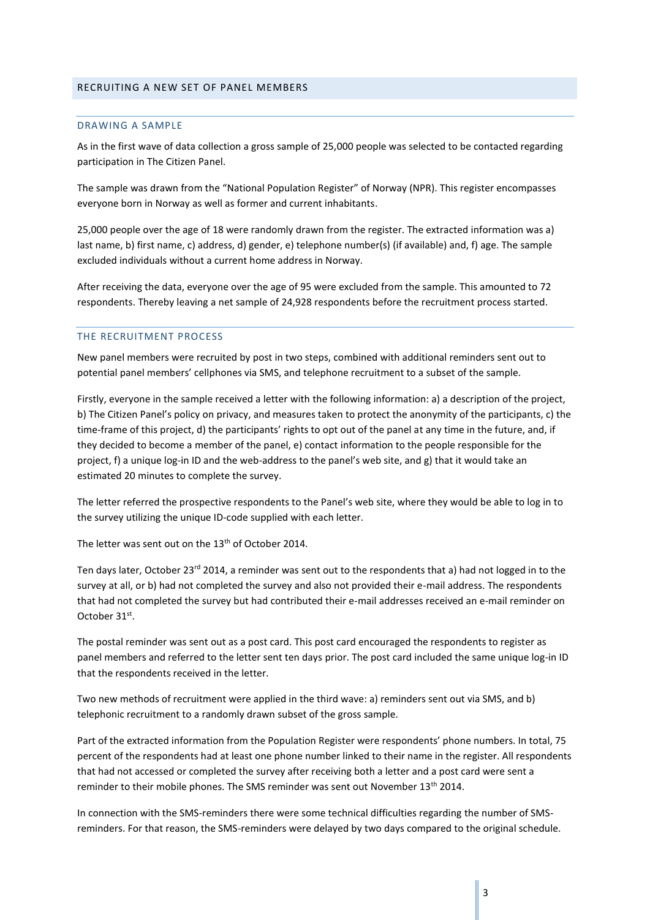## RECRUITING A NEW SET OF PANEL MEMBERS

### DRAWING A SAMPLE

As in the first wave of data collection a gross sample of 25,000 people was selected to be contacted regarding participation in The Citizen Panel.

The sample was drawn from the "National Population Register" of Norway (NPR). This register encompasses everyone born in Norway as well as former and current inhabitants.

25,000 people over the age of 18 were randomly drawn from the register. The extracted information was a) last name, b) first name, c) address, d) gender, e) telephone number(s) (if available) and, f) age. The sample excluded individuals without a current home address in Norway.

After receiving the data, everyone over the age of 95 were excluded from the sample. This amounted to 72 respondents. Thereby leaving a net sample of 24,928 respondents before the recruitment process started.

### THE RECRUITMENT PROCESS

New panel members were recruited by post in two steps, combined with additional reminders sent out to potential panel members' cellphones via SMS, and telephone recruitment to a subset of the sample.

Firstly, everyone in the sample received a letter with the following information: a) a description of the project, b) The Citizen Panel's policy on privacy, and measures taken to protect the anonymity of the participants, c) the time-frame of this project, d) the participants' rights to opt out of the panel at any time in the future, and, if they decided to become a member of the panel, e) contact information to the people responsible for the project, f) a unique log-in ID and the web-address to the panel's web site, and g) that it would take an estimated 20 minutes to complete the survey.

The letter referred the prospective respondents to the Panel's web site, where they would be able to log in to the survey utilizing the unique ID-code supplied with each letter.

The letter was sent out on the 13th of October 2014.

Ten days later, October 23rd 2014, a reminder was sent out to the respondents that a) had not logged in to the survey at all, or b) had not completed the survey and also not provided their e-mail address. The respondents that had not completed the survey but had contributed their e-mail addresses received an e-mail reminder on October 31st.

The postal reminder was sent out as a post card. This post card encouraged the respondents to register as panel members and referred to the letter sent ten days prior. The post card included the same unique log-in ID that the respondents received in the letter.

Two new methods of recruitment were applied in the third wave: a) reminders sent out via SMS, and b) telephonic recruitment to a randomly drawn subset of the gross sample.

Part of the extracted information from the Population Register were respondents' phone numbers. In total, 75 percent of the respondents had at least one phone number linked to their name in the register. All respondents that had not accessed or completed the survey after receiving both a letter and a post card were sent a reminder to their mobile phones. The SMS reminder was sent out November 13th 2014.

In connection with the SMS-reminders there were some technical difficulties regarding the number of SMS-reminders. For that reason, the SMS-reminders were delayed by two days compared to the original schedule.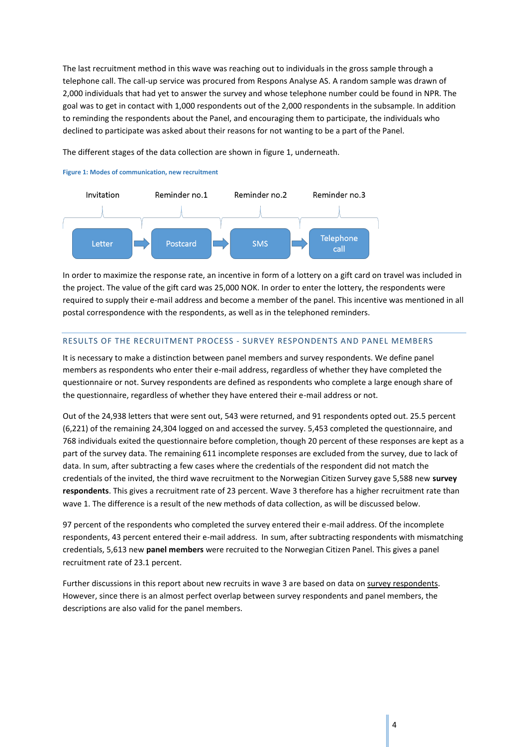The last recruitment method in this wave was reaching out to individuals in the gross sample through a telephone call. The call-up service was procured from Respons Analyse AS. A random sample was drawn of 2,000 individuals that had yet to answer the survey and whose telephone number could be found in NPR. The goal was to get in contact with 1,000 respondents out of the 2,000 respondents in the subsample. In addition to reminding the respondents about the Panel, and encouraging them to participate, the individuals who declined to participate was asked about their reasons for not wanting to be a part of the Panel.

The different stages of the data collection are shown in figure 1, underneath.

**Figure 1: Modes of communication, new recruitment**

| Invitation | Reminder no.1 | Reminder no.2 | Reminder no.3 |
| --- | --- | --- | --- |
| Letter | Postcard | SMS | Telephone call |

In order to maximize the response rate, an incentive in form of a lottery on a gift card on travel was included in the project. The value of the gift card was 25,000 NOK. In order to enter the lottery, the respondents were required to supply their e-mail address and become a member of the panel. This incentive was mentioned in all postal correspondence with the respondents, as well as in the telephoned reminders.

## RESULTS OF THE RECRUITMENT PROCESS - SURVEY RESPONDENTS AND PANEL MEMBERS

It is necessary to make a distinction between panel members and survey respondents. We define panel members as respondents who enter their e-mail address, regardless of whether they have completed the questionnaire or not. Survey respondents are defined as respondents who complete a large enough share of the questionnaire, regardless of whether they have entered their e-mail address or not.

Out of the 24,938 letters that were sent out, 543 were returned, and 91 respondents opted out. 25.5 percent (6,221) of the remaining 24,304 logged on and accessed the survey. 5,453 completed the questionnaire, and 768 individuals exited the questionnaire before completion, though 20 percent of these responses are kept as a part of the survey data. The remaining 611 incomplete responses are excluded from the survey, due to lack of data. In sum, after subtracting a few cases where the credentials of the respondent did not match the credentials of the invited, the third wave recruitment to the Norwegian Citizen Survey gave 5,588 new **survey respondents**. This gives a recruitment rate of 23 percent. Wave 3 therefore has a higher recruitment rate than wave 1. The difference is a result of the new methods of data collection, as will be discussed below.

97 percent of the respondents who completed the survey entered their e-mail address. Of the incomplete respondents, 43 percent entered their e-mail address. In sum, after subtracting respondents with mismatching credentials, 5,613 new **panel members** were recruited to the Norwegian Citizen Panel. This gives a panel recruitment rate of 23.1 percent.

Further discussions in this report about new recruits in wave 3 are based on data on survey respondents. However, since there is an almost perfect overlap between survey respondents and panel members, the descriptions are also valid for the panel members.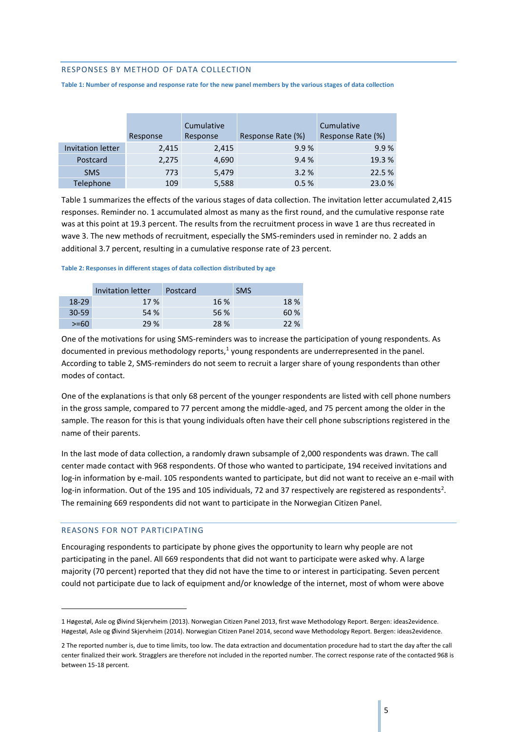## RESPONSES BY METHOD OF DATA COLLECTION

**Table 1: Number of response and response rate for the new panel members by the various stages of data collection**

| | Response | Cumulative Response | Response Rate (%) | Cumulative Response Rate (%) |
|---|---|---|---|---|
| Invitation letter | 2,415 | 2,415 | 9.9 % | 9.9 % |
| Postcard | 2,275 | 4,690 | 9.4 % | 19.3 % |
| SMS | 773 | 5,479 | 3.2 % | 22.5 % |
| Telephone | 109 | 5,588 | 0.5 % | 23.0 % |

Table 1 summarizes the effects of the various stages of data collection. The invitation letter accumulated 2,415 responses. Reminder no. 1 accumulated almost as many as the first round, and the cumulative response rate was at this point at 19.3 percent. The results from the recruitment process in wave 1 are thus recreated in wave 3. The new methods of recruitment, especially the SMS-reminders used in reminder no. 2 adds an additional 3.7 percent, resulting in a cumulative response rate of 23 percent.

**Table 2: Responses in different stages of data collection distributed by age**

| | Invitation letter | Postcard | SMS |
|---|---|---|---|
| 18-29 | 17 % | 16 % | 18 % |
| 30-59 | 54 % | 56 % | 60 % |
| >=60 | 29 % | 28 % | 22 % |

One of the motivations for using SMS-reminders was to increase the participation of young respondents. As documented in previous methodology reports,[1] young respondents are underrepresented in the panel. According to table 2, SMS-reminders do not seem to recruit a larger share of young respondents than other modes of contact.

One of the explanations is that only 68 percent of the younger respondents are listed with cell phone numbers in the gross sample, compared to 77 percent among the middle-aged, and 75 percent among the older in the sample. The reason for this is that young individuals often have their cell phone subscriptions registered in the name of their parents.

In the last mode of data collection, a randomly drawn subsample of 2,000 respondents was drawn. The call center made contact with 968 respondents. Of those who wanted to participate, 194 received invitations and log-in information by e-mail. 105 respondents wanted to participate, but did not want to receive an e-mail with log-in information. Out of the 195 and 105 individuals, 72 and 37 respectively are registered as respondents[2]. The remaining 669 respondents did not want to participate in the Norwegian Citizen Panel.

## REASONS FOR NOT PARTICIPATING

Encouraging respondents to participate by phone gives the opportunity to learn why people are not participating in the panel. All 669 respondents that did not want to participate were asked why. A large majority (70 percent) reported that they did not have the time to or interest in participating. Seven percent could not participate due to lack of equipment and/or knowledge of the internet, most of whom were above

---

1 Høgestøl, Asle og Øivind Skjervheim (2013). Norwegian Citizen Panel 2013, first wave Methodology Report. Bergen: ideas2evidence. Høgestøl, Asle og Øivind Skjervheim (2014). Norwegian Citizen Panel 2014, second wave Methodology Report. Bergen: ideas2evidence.

2 The reported number is, due to time limits, too low. The data extraction and documentation procedure had to start the day after the call center finalized their work. Stragglers are therefore not included in the reported number. The correct response rate of the contacted 968 is between 15-18 percent.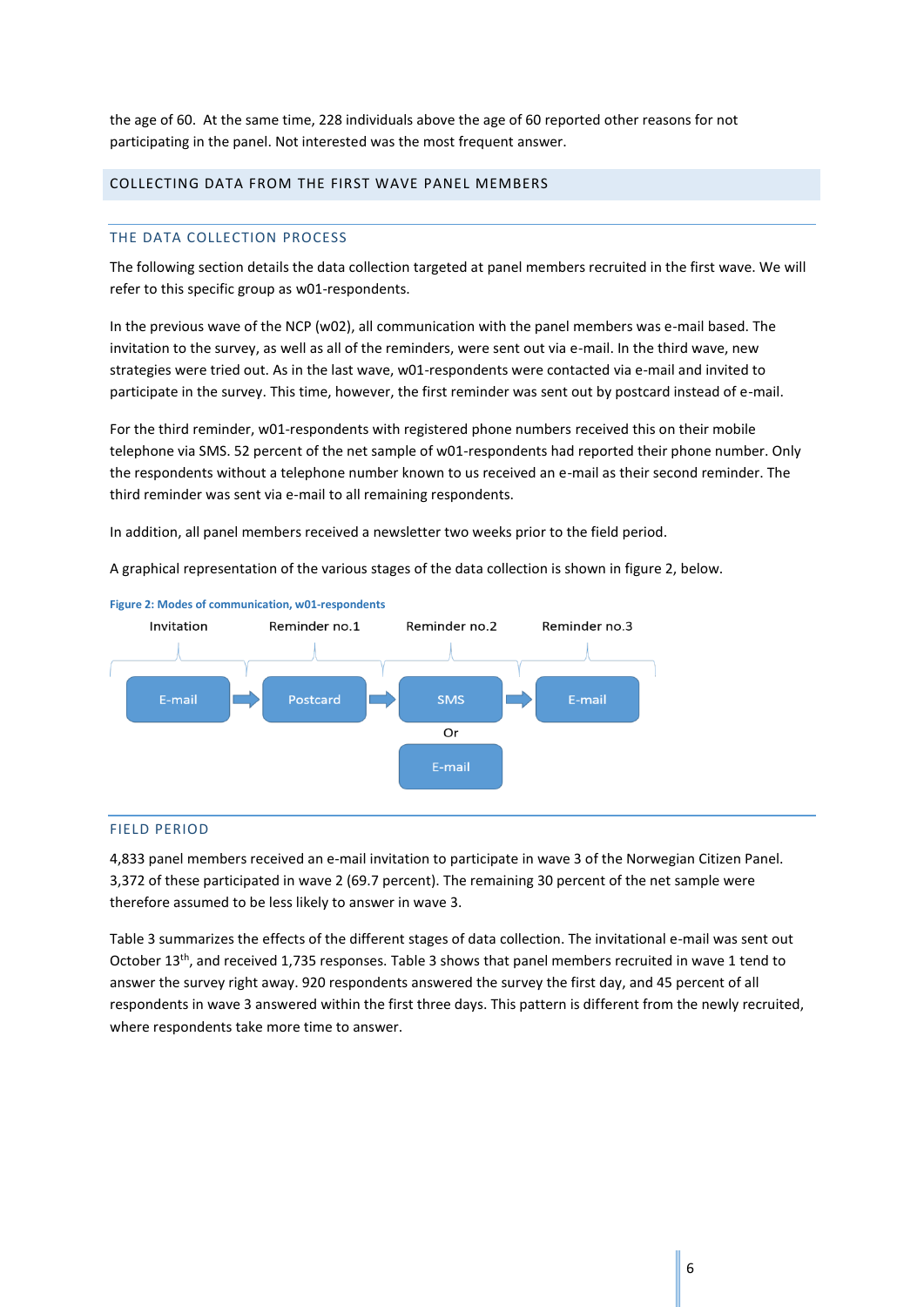the age of 60. At the same time, 228 individuals above the age of 60 reported other reasons for not participating in the panel. Not interested was the most frequent answer.

## COLLECTING DATA FROM THE FIRST WAVE PANEL MEMBERS

### THE DATA COLLECTION PROCESS

The following section details the data collection targeted at panel members recruited in the first wave. We will refer to this specific group as w01-respondents.

In the previous wave of the NCP (w02), all communication with the panel members was e-mail based. The invitation to the survey, as well as all of the reminders, were sent out via e-mail. In the third wave, new strategies were tried out. As in the last wave, w01-respondents were contacted via e-mail and invited to participate in the survey. This time, however, the first reminder was sent out by postcard instead of e-mail.

For the third reminder, w01-respondents with registered phone numbers received this on their mobile telephone via SMS. 52 percent of the net sample of w01-respondents had reported their phone number. Only the respondents without a telephone number known to us received an e-mail as their second reminder. The third reminder was sent via e-mail to all remaining respondents.

In addition, all panel members received a newsletter two weeks prior to the field period.

A graphical representation of the various stages of the data collection is shown in figure 2, below.

**Figure 2: Modes of communication, w01-respondents**

| Invitation | Reminder no.1 | Reminder no.2 | Reminder no.3 |
|---|---|---|---|
| E-mail | Postcard | SMS Or E-mail | E-mail |

### FIELD PERIOD

4,833 panel members received an e-mail invitation to participate in wave 3 of the Norwegian Citizen Panel. 3,372 of these participated in wave 2 (69.7 percent). The remaining 30 percent of the net sample were therefore assumed to be less likely to answer in wave 3.

Table 3 summarizes the effects of the different stages of data collection. The invitational e-mail was sent out October 13th, and received 1,735 responses. Table 3 shows that panel members recruited in wave 1 tend to answer the survey right away. 920 respondents answered the survey the first day, and 45 percent of all respondents in wave 3 answered within the first three days. This pattern is different from the newly recruited, where respondents take more time to answer.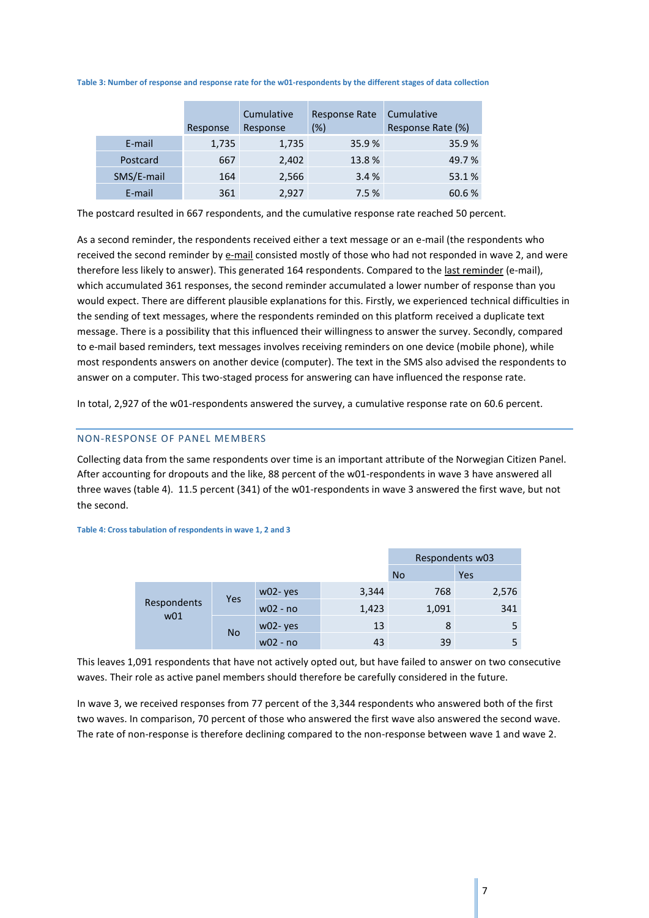**Table 3: Number of response and response rate for the w01-respondents by the different stages of data collection**

| | Response | Cumulative Response | Response Rate (%) | Cumulative Response Rate (%) |
|---|---|---|---|---|
| E-mail | 1,735 | 1,735 | 35.9 % | 35.9 % |
| Postcard | 667 | 2,402 | 13.8 % | 49.7 % |
| SMS/E-mail | 164 | 2,566 | 3.4 % | 53.1 % |
| E-mail | 361 | 2,927 | 7.5 % | 60.6 % |

The postcard resulted in 667 respondents, and the cumulative response rate reached 50 percent.

As a second reminder, the respondents received either a text message or an e-mail (the respondents who received the second reminder by e-mail consisted mostly of those who had not responded in wave 2, and were therefore less likely to answer). This generated 164 respondents. Compared to the last reminder (e-mail), which accumulated 361 responses, the second reminder accumulated a lower number of response than you would expect. There are different plausible explanations for this. Firstly, we experienced technical difficulties in the sending of text messages, where the respondents reminded on this platform received a duplicate text message. There is a possibility that this influenced their willingness to answer the survey. Secondly, compared to e-mail based reminders, text messages involves receiving reminders on one device (mobile phone), while most respondents answers on another device (computer). The text in the SMS also advised the respondents to answer on a computer. This two-staged process for answering can have influenced the response rate.

In total, 2,927 of the w01-respondents answered the survey, a cumulative response rate on 60.6 percent.

## NON-RESPONSE OF PANEL MEMBERS

Collecting data from the same respondents over time is an important attribute of the Norwegian Citizen Panel. After accounting for dropouts and the like, 88 percent of the w01-respondents in wave 3 have answered all three waves (table 4). 11.5 percent (341) of the w01-respondents in wave 3 answered the first wave, but not the second.

**Table 4: Cross tabulation of respondents in wave 1, 2 and 3**

| | | | | Respondents w03 | |
|---|---|---|---|---|---|
| | | | | No | Yes |
| Respondents w01 | Yes | w02- yes | 3,344 | 768 | 2,576 |
| | | w02 - no | 1,423 | 1,091 | 341 |
| | No | w02- yes | 13 | 8 | 5 |
| | | w02 - no | 43 | 39 | 5 |

This leaves 1,091 respondents that have not actively opted out, but have failed to answer on two consecutive waves. Their role as active panel members should therefore be carefully considered in the future.

In wave 3, we received responses from 77 percent of the 3,344 respondents who answered both of the first two waves. In comparison, 70 percent of those who answered the first wave also answered the second wave. The rate of non-response is therefore declining compared to the non-response between wave 1 and wave 2.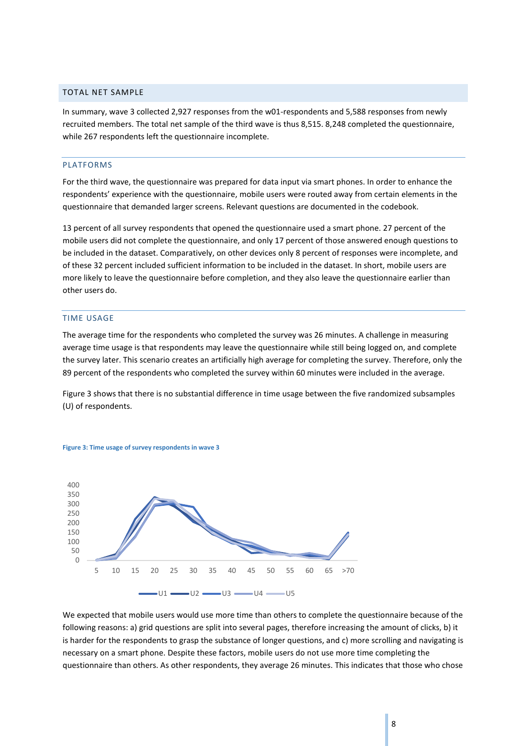## TOTAL NET SAMPLE

In summary, wave 3 collected 2,927 responses from the w01-respondents and 5,588 responses from newly recruited members. The total net sample of the third wave is thus 8,515. 8,248 completed the questionnaire, while 267 respondents left the questionnaire incomplete.

## PLATFORMS

For the third wave, the questionnaire was prepared for data input via smart phones. In order to enhance the respondents' experience with the questionnaire, mobile users were routed away from certain elements in the questionnaire that demanded larger screens. Relevant questions are documented in the codebook.

13 percent of all survey respondents that opened the questionnaire used a smart phone. 27 percent of the mobile users did not complete the questionnaire, and only 17 percent of those answered enough questions to be included in the dataset. Comparatively, on other devices only 8 percent of responses were incomplete, and of these 32 percent included sufficient information to be included in the dataset. In short, mobile users are more likely to leave the questionnaire before completion, and they also leave the questionnaire earlier than other users do.

## TIME USAGE

The average time for the respondents who completed the survey was 26 minutes. A challenge in measuring average time usage is that respondents may leave the questionnaire while still being logged on, and complete the survey later. This scenario creates an artificially high average for completing the survey. Therefore, only the 89 percent of the respondents who completed the survey within 60 minutes were included in the average.

Figure 3 shows that there is no substantial difference in time usage between the five randomized subsamples (U) of respondents.

**Figure 3: Time usage of survey respondents in wave 3**

We expected that mobile users would use more time than others to complete the questionnaire because of the following reasons: a) grid questions are split into several pages, therefore increasing the amount of clicks, b) it is harder for the respondents to grasp the substance of longer questions, and c) more scrolling and navigating is necessary on a smart phone. Despite these factors, mobile users do not use more time completing the questionnaire than others. As other respondents, they average 26 minutes. This indicates that those who chose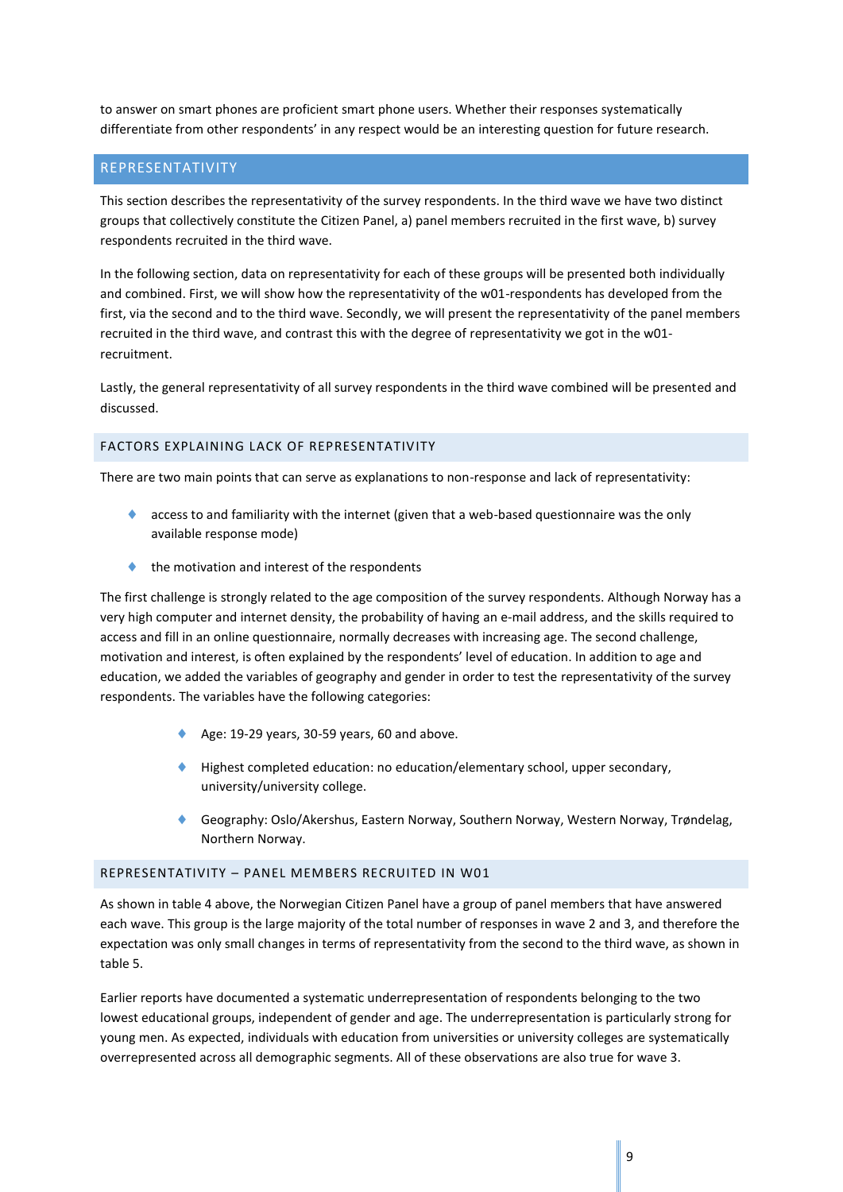to answer on smart phones are proficient smart phone users. Whether their responses systematically differentiate from other respondents' in any respect would be an interesting question for future research.

## REPRESENTATIVITY

This section describes the representativity of the survey respondents. In the third wave we have two distinct groups that collectively constitute the Citizen Panel, a) panel members recruited in the first wave, b) survey respondents recruited in the third wave.

In the following section, data on representativity for each of these groups will be presented both individually and combined. First, we will show how the representativity of the w01-respondents has developed from the first, via the second and to the third wave. Secondly, we will present the representativity of the panel members recruited in the third wave, and contrast this with the degree of representativity we got in the w01-recruitment.

Lastly, the general representativity of all survey respondents in the third wave combined will be presented and discussed.

### FACTORS EXPLAINING LACK OF REPRESENTATIVITY

There are two main points that can serve as explanations to non-response and lack of representativity:

- access to and familiarity with the internet (given that a web-based questionnaire was the only available response mode)
- the motivation and interest of the respondents

The first challenge is strongly related to the age composition of the survey respondents. Although Norway has a very high computer and internet density, the probability of having an e-mail address, and the skills required to access and fill in an online questionnaire, normally decreases with increasing age. The second challenge, motivation and interest, is often explained by the respondents' level of education. In addition to age and education, we added the variables of geography and gender in order to test the representativity of the survey respondents. The variables have the following categories:

- Age: 19-29 years, 30-59 years, 60 and above.
- Highest completed education: no education/elementary school, upper secondary, university/university college.
- Geography: Oslo/Akershus, Eastern Norway, Southern Norway, Western Norway, Trøndelag, Northern Norway.

### REPRESENTATIVITY – PANEL MEMBERS RECRUITED IN W01

As shown in table 4 above, the Norwegian Citizen Panel have a group of panel members that have answered each wave. This group is the large majority of the total number of responses in wave 2 and 3, and therefore the expectation was only small changes in terms of representativity from the second to the third wave, as shown in table 5.

Earlier reports have documented a systematic underrepresentation of respondents belonging to the two lowest educational groups, independent of gender and age. The underrepresentation is particularly strong for young men. As expected, individuals with education from universities or university colleges are systematically overrepresented across all demographic segments. All of these observations are also true for wave 3.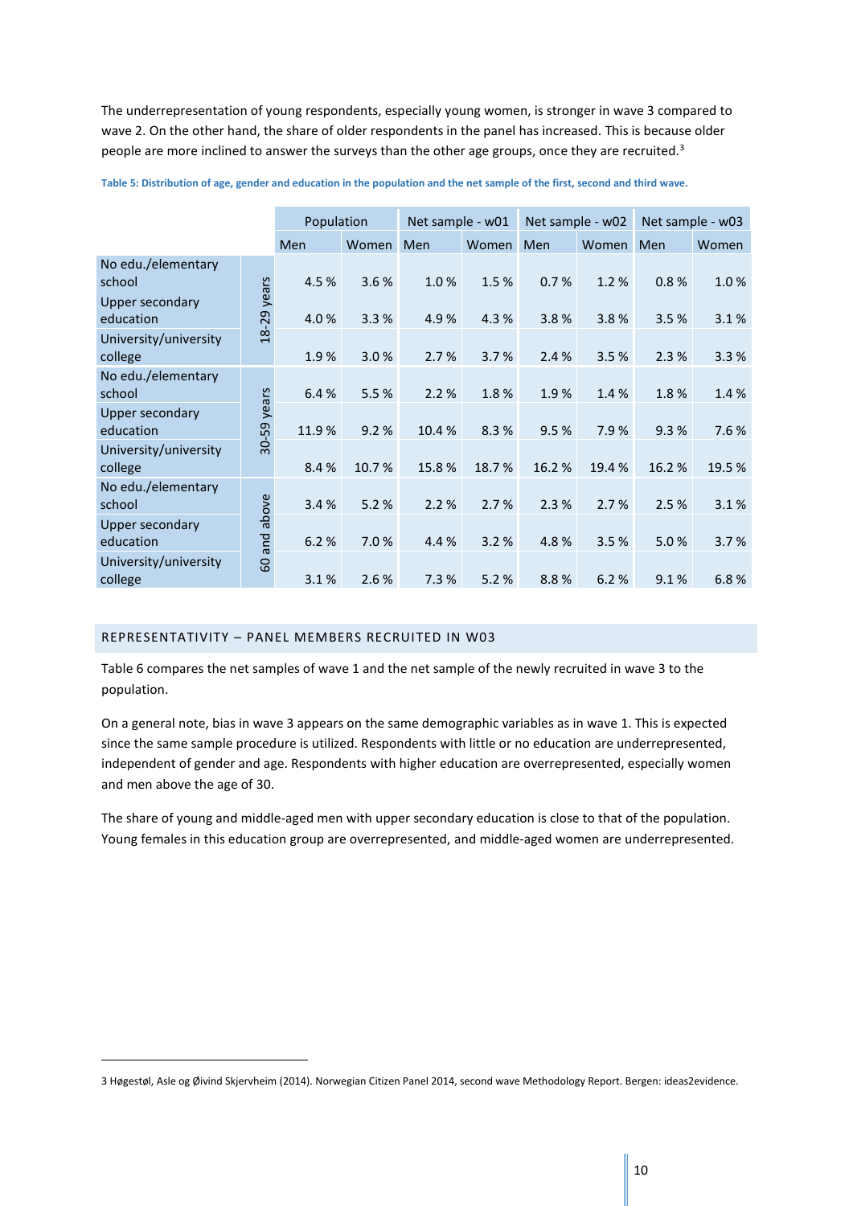The underrepresentation of young respondents, especially young women, is stronger in wave 3 compared to wave 2. On the other hand, the share of older respondents in the panel has increased. This is because older people are more inclined to answer the surveys than the other age groups, once they are recruited.[3]

**Table 5: Distribution of age, gender and education in the population and the net sample of the first, second and third wave.**

| | | Population | | Net sample - w01 | | Net sample - w02 | | Net sample - w03 | |
|---|---|---|---|---|---|---|---|---|---|
| | | Men | Women | Men | Women | Men | Women | Men | Women |
| No edu./elementary school | 18-29 years | 4.5 % | 3.6 % | 1.0 % | 1.5 % | 0.7 % | 1.2 % | 0.8 % | 1.0 % |
| Upper secondary education | | 4.0 % | 3.3 % | 4.9 % | 4.3 % | 3.8 % | 3.8 % | 3.5 % | 3.1 % |
| University/university college | | 1.9 % | 3.0 % | 2.7 % | 3.7 % | 2.4 % | 3.5 % | 2.3 % | 3.3 % |
| No edu./elementary school | 30-59 years | 6.4 % | 5.5 % | 2.2 % | 1.8 % | 1.9 % | 1.4 % | 1.8 % | 1.4 % |
| Upper secondary education | | 11.9 % | 9.2 % | 10.4 % | 8.3 % | 9.5 % | 7.9 % | 9.3 % | 7.6 % |
| University/university college | | 8.4 % | 10.7 % | 15.8 % | 18.7 % | 16.2 % | 19.4 % | 16.2 % | 19.5 % |
| No edu./elementary school | 60 and above | 3.4 % | 5.2 % | 2.2 % | 2.7 % | 2.3 % | 2.7 % | 2.5 % | 3.1 % |
| Upper secondary education | | 6.2 % | 7.0 % | 4.4 % | 3.2 % | 4.8 % | 3.5 % | 5.0 % | 3.7 % |
| University/university college | | 3.1 % | 2.6 % | 7.3 % | 5.2 % | 8.8 % | 6.2 % | 9.1 % | 6.8 % |

## REPRESENTATIVITY – PANEL MEMBERS RECRUITED IN W03

Table 6 compares the net samples of wave 1 and the net sample of the newly recruited in wave 3 to the population.

On a general note, bias in wave 3 appears on the same demographic variables as in wave 1. This is expected since the same sample procedure is utilized. Respondents with little or no education are underrepresented, independent of gender and age. Respondents with higher education are overrepresented, especially women and men above the age of 30.

The share of young and middle-aged men with upper secondary education is close to that of the population. Young females in this education group are overrepresented, and middle-aged women are underrepresented.

[3] Høgestøl, Asle og Øivind Skjervheim (2014). Norwegian Citizen Panel 2014, second wave Methodology Report. Bergen: ideas2evidence.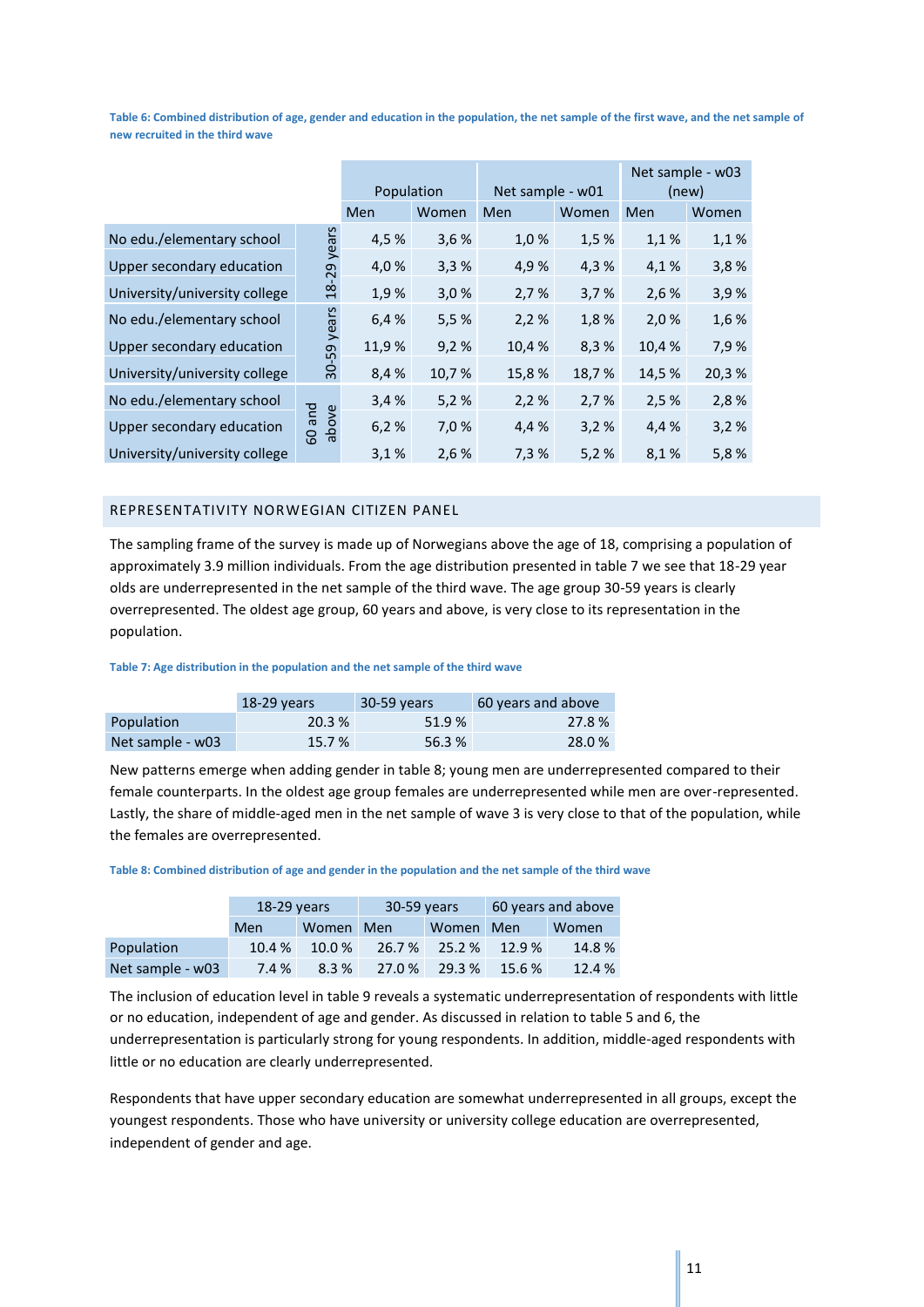**Table 6: Combined distribution of age, gender and education in the population, the net sample of the first wave, and the net sample of new recruited in the third wave**

| | | Population | | Net sample - w01 | | Net sample - w03 (new) | |
|---|---|---|---|---|---|---|---|
| | | Men | Women | Men | Women | Men | Women |
| No edu./elementary school | 18-29 years | 4,5 % | 3,6 % | 1,0 % | 1,5 % | 1,1 % | 1,1 % |
| Upper secondary education | | 4,0 % | 3,3 % | 4,9 % | 4,3 % | 4,1 % | 3,8 % |
| University/university college | | 1,9 % | 3,0 % | 2,7 % | 3,7 % | 2,6 % | 3,9 % |
| No edu./elementary school | 30-59 years | 6,4 % | 5,5 % | 2,2 % | 1,8 % | 2,0 % | 1,6 % |
| Upper secondary education | | 11,9 % | 9,2 % | 10,4 % | 8,3 % | 10,4 % | 7,9 % |
| University/university college | | 8,4 % | 10,7 % | 15,8 % | 18,7 % | 14,5 % | 20,3 % |
| No edu./elementary school | 60 and above | 3,4 % | 5,2 % | 2,2 % | 2,7 % | 2,5 % | 2,8 % |
| Upper secondary education | | 6,2 % | 7,0 % | 4,4 % | 3,2 % | 4,4 % | 3,2 % |
| University/university college | | 3,1 % | 2,6 % | 7,3 % | 5,2 % | 8,1 % | 5,8 % |

## REPRESENTATIVITY NORWEGIAN CITIZEN PANEL

The sampling frame of the survey is made up of Norwegians above the age of 18, comprising a population of approximately 3.9 million individuals. From the age distribution presented in table 7 we see that 18-29 year olds are underrepresented in the net sample of the third wave. The age group 30-59 years is clearly overrepresented. The oldest age group, 60 years and above, is very close to its representation in the population.

**Table 7: Age distribution in the population and the net sample of the third wave**

| | 18-29 years | 30-59 years | 60 years and above |
|---|---|---|---|
| Population | 20.3 % | 51.9 % | 27.8 % |
| Net sample - w03 | 15.7 % | 56.3 % | 28.0 % |

New patterns emerge when adding gender in table 8; young men are underrepresented compared to their female counterparts. In the oldest age group females are underrepresented while men are over-represented. Lastly, the share of middle-aged men in the net sample of wave 3 is very close to that of the population, while the females are overrepresented.

**Table 8: Combined distribution of age and gender in the population and the net sample of the third wave**

| | 18-29 years | | 30-59 years | | 60 years and above | |
|---|---|---|---|---|---|---|
| | Men | Women | Men | Women | Men | Women |
| Population | 10.4 % | 10.0 % | 26.7 % | 25.2 % | 12.9 % | 14.8 % |
| Net sample - w03 | 7.4 % | 8.3 % | 27.0 % | 29.3 % | 15.6 % | 12.4 % |

The inclusion of education level in table 9 reveals a systematic underrepresentation of respondents with little or no education, independent of age and gender. As discussed in relation to table 5 and 6, the underrepresentation is particularly strong for young respondents. In addition, middle-aged respondents with little or no education are clearly underrepresented.

Respondents that have upper secondary education are somewhat underrepresented in all groups, except the youngest respondents. Those who have university or university college education are overrepresented, independent of gender and age.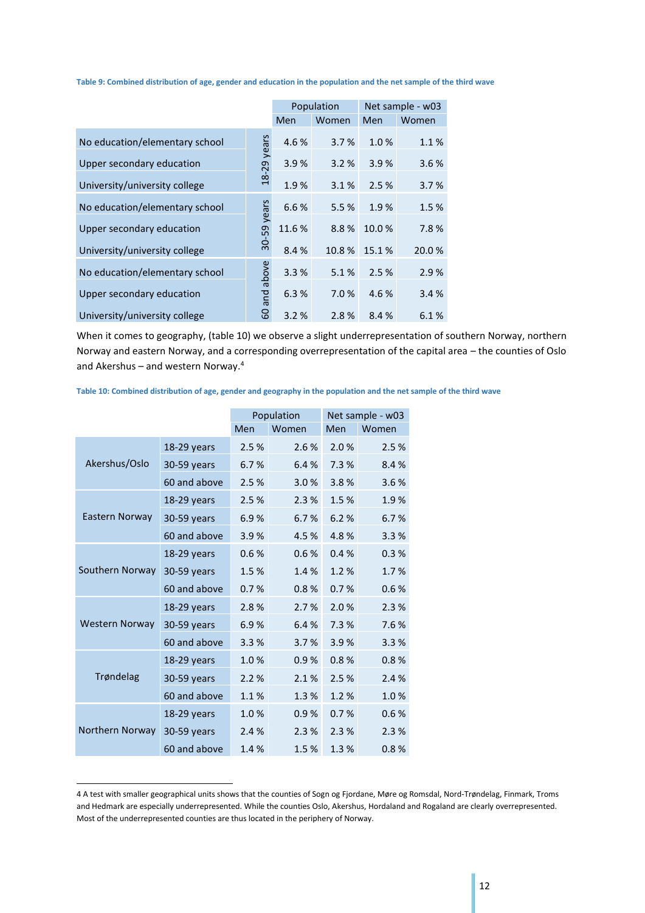**Table 9: Combined distribution of age, gender and education in the population and the net sample of the third wave**

| | | Population | | Net sample - w03 | |
|---|---|---|---|---|---|
| | | Men | Women | Men | Women |
| No education/elementary school | 18-29 years | 4.6 % | 3.7 % | 1.0 % | 1.1 % |
| Upper secondary education | 18-29 years | 3.9 % | 3.2 % | 3.9 % | 3.6 % |
| University/university college | 18-29 years | 1.9 % | 3.1 % | 2.5 % | 3.7 % |
| No education/elementary school | 30-59 years | 6.6 % | 5.5 % | 1.9 % | 1.5 % |
| Upper secondary education | 30-59 years | 11.6 % | 8.8 % | 10.0 % | 7.8 % |
| University/university college | 30-59 years | 8.4 % | 10.8 % | 15.1 % | 20.0 % |
| No education/elementary school | 60 and above | 3.3 % | 5.1 % | 2.5 % | 2.9 % |
| Upper secondary education | 60 and above | 6.3 % | 7.0 % | 4.6 % | 3.4 % |
| University/university college | 60 and above | 3.2 % | 2.8 % | 8.4 % | 6.1 % |

When it comes to geography, (table 10) we observe a slight underrepresentation of southern Norway, northern Norway and eastern Norway, and a corresponding overrepresentation of the capital area – the counties of Oslo and Akershus – and western Norway.[4]

**Table 10: Combined distribution of age, gender and geography in the population and the net sample of the third wave**

| | | Population | | Net sample - w03 | |
|---|---|---|---|---|---|
| | | Men | Women | Men | Women |
| Akershus/Oslo | 18-29 years | 2.5 % | 2.6 % | 2.0 % | 2.5 % |
| | 30-59 years | 6.7 % | 6.4 % | 7.3 % | 8.4 % |
| | 60 and above | 2.5 % | 3.0 % | 3.8 % | 3.6 % |
| Eastern Norway | 18-29 years | 2.5 % | 2.3 % | 1.5 % | 1.9 % |
| | 30-59 years | 6.9 % | 6.7 % | 6.2 % | 6.7 % |
| | 60 and above | 3.9 % | 4.5 % | 4.8 % | 3.3 % |
| Southern Norway | 18-29 years | 0.6 % | 0.6 % | 0.4 % | 0.3 % |
| | 30-59 years | 1.5 % | 1.4 % | 1.2 % | 1.7 % |
| | 60 and above | 0.7 % | 0.8 % | 0.7 % | 0.6 % |
| Western Norway | 18-29 years | 2.8 % | 2.7 % | 2.0 % | 2.3 % |
| | 30-59 years | 6.9 % | 6.4 % | 7.3 % | 7.6 % |
| | 60 and above | 3.3 % | 3.7 % | 3.9 % | 3.3 % |
| Trøndelag | 18-29 years | 1.0 % | 0.9 % | 0.8 % | 0.8 % |
| | 30-59 years | 2.2 % | 2.1 % | 2.5 % | 2.4 % |
| | 60 and above | 1.1 % | 1.3 % | 1.2 % | 1.0 % |
| Northern Norway | 18-29 years | 1.0 % | 0.9 % | 0.7 % | 0.6 % |
| | 30-59 years | 2.4 % | 2.3 % | 2.3 % | 2.3 % |
| | 60 and above | 1.4 % | 1.5 % | 1.3 % | 0.8 % |

4 A test with smaller geographical units shows that the counties of Sogn og Fjordane, Møre og Romsdal, Nord-Trøndelag, Finmark, Troms and Hedmark are especially underrepresented. While the counties Oslo, Akershus, Hordaland and Rogaland are clearly overrepresented. Most of the underrepresented counties are thus located in the periphery of Norway.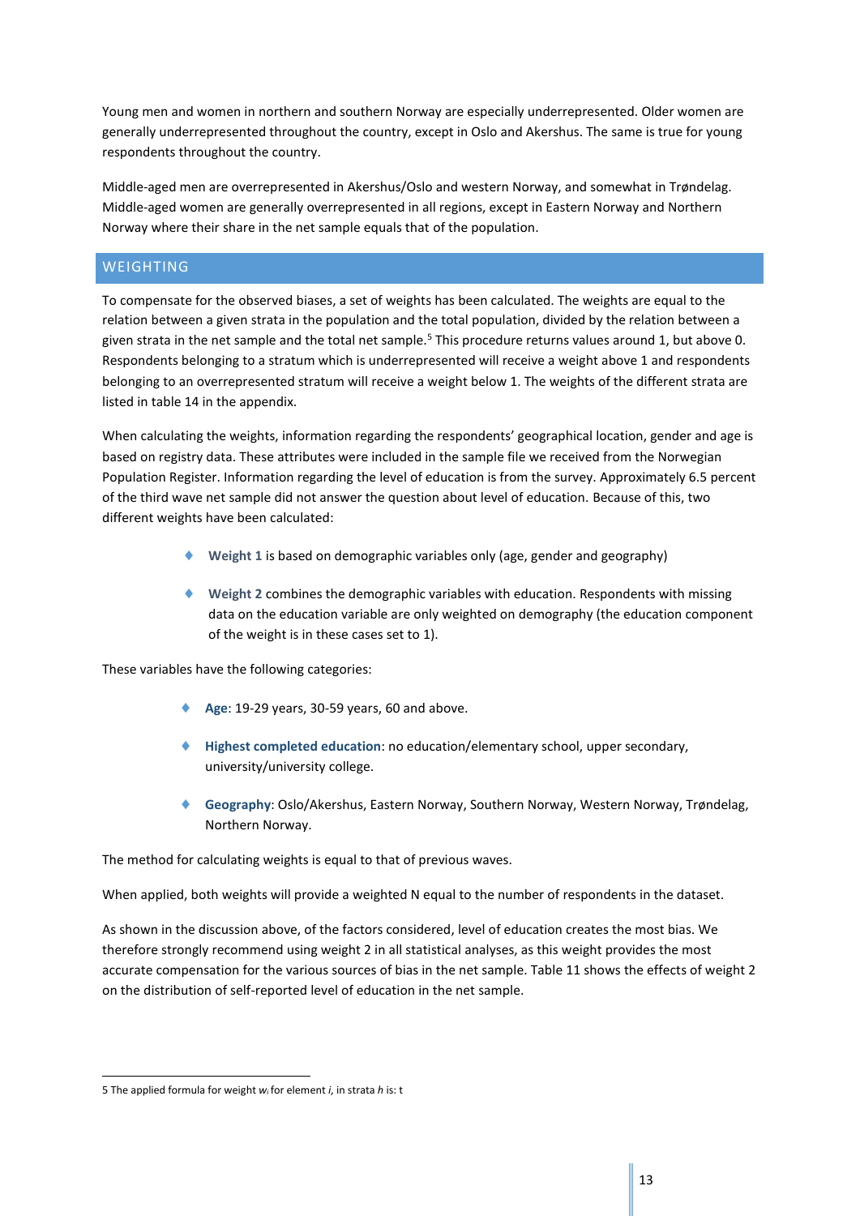Young men and women in northern and southern Norway are especially underrepresented. Older women are generally underrepresented throughout the country, except in Oslo and Akershus. The same is true for young respondents throughout the country.

Middle-aged men are overrepresented in Akershus/Oslo and western Norway, and somewhat in Trøndelag. Middle-aged women are generally overrepresented in all regions, except in Eastern Norway and Northern Norway where their share in the net sample equals that of the population.

## WEIGHTING

To compensate for the observed biases, a set of weights has been calculated. The weights are equal to the relation between a given strata in the population and the total population, divided by the relation between a given strata in the net sample and the total net sample.[5] This procedure returns values around 1, but above 0. Respondents belonging to a stratum which is underrepresented will receive a weight above 1 and respondents belonging to an overrepresented stratum will receive a weight below 1. The weights of the different strata are listed in table 14 in the appendix.

When calculating the weights, information regarding the respondents' geographical location, gender and age is based on registry data. These attributes were included in the sample file we received from the Norwegian Population Register. Information regarding the level of education is from the survey. Approximately 6.5 percent of the third wave net sample did not answer the question about level of education. Because of this, two different weights have been calculated:

- **Weight 1** is based on demographic variables only (age, gender and geography)
- **Weight 2** combines the demographic variables with education. Respondents with missing data on the education variable are only weighted on demography (the education component of the weight is in these cases set to 1).

These variables have the following categories:

- **Age**: 19-29 years, 30-59 years, 60 and above.
- **Highest completed education**: no education/elementary school, upper secondary, university/university college.
- **Geography**: Oslo/Akershus, Eastern Norway, Southern Norway, Western Norway, Trøndelag, Northern Norway.

The method for calculating weights is equal to that of previous waves.

When applied, both weights will provide a weighted N equal to the number of respondents in the dataset.

As shown in the discussion above, of the factors considered, level of education creates the most bias. We therefore strongly recommend using weight 2 in all statistical analyses, as this weight provides the most accurate compensation for the various sources of bias in the net sample. Table 11 shows the effects of weight 2 on the distribution of self-reported level of education in the net sample.

---

5 The applied formula for weight $w_i$ for element *i*, in strata *h* is: t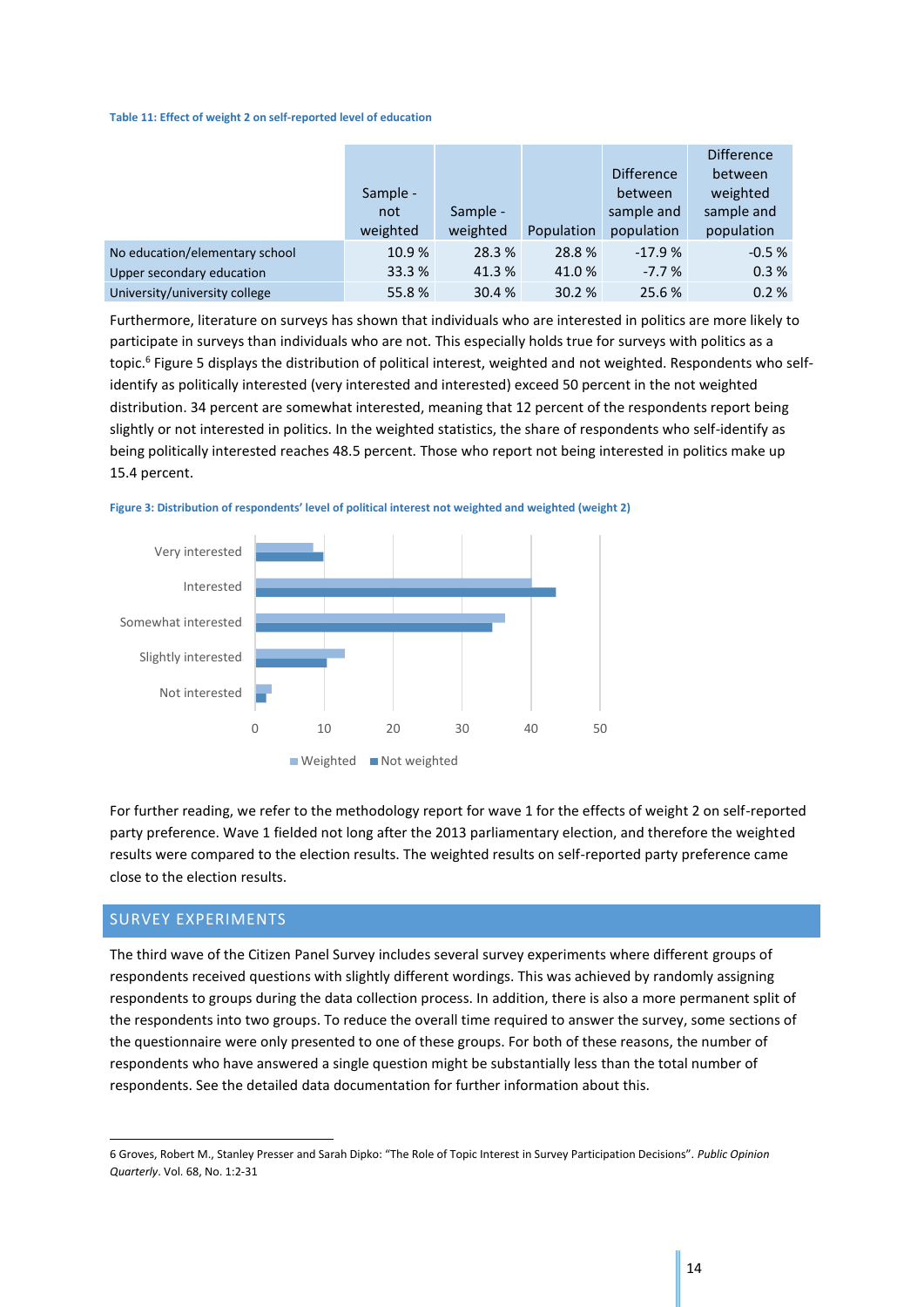**Table 11: Effect of weight 2 on self-reported level of education**

| | Sample - not weighted | Sample - weighted | Population | Difference between sample and population | Difference between weighted sample and population |
|---|---|---|---|---|---|
| No education/elementary school | 10.9 % | 28.3 % | 28.8 % | -17.9 % | -0.5 % |
| Upper secondary education | 33.3 % | 41.3 % | 41.0 % | -7.7 % | 0.3 % |
| University/university college | 55.8 % | 30.4 % | 30.2 % | 25.6 % | 0.2 % |

Furthermore, literature on surveys has shown that individuals who are interested in politics are more likely to participate in surveys than individuals who are not. This especially holds true for surveys with politics as a topic.[6] Figure 5 displays the distribution of political interest, weighted and not weighted. Respondents who self-identify as politically interested (very interested and interested) exceed 50 percent in the not weighted distribution. 34 percent are somewhat interested, meaning that 12 percent of the respondents report being slightly or not interested in politics. In the weighted statistics, the share of respondents who self-identify as being politically interested reaches 48.5 percent. Those who report not being interested in politics make up 15.4 percent.

**Figure 3: Distribution of respondents' level of political interest not weighted and weighted (weight 2)**

For further reading, we refer to the methodology report for wave 1 for the effects of weight 2 on self-reported party preference. Wave 1 fielded not long after the 2013 parliamentary election, and therefore the weighted results were compared to the election results. The weighted results on self-reported party preference came close to the election results.

## SURVEY EXPERIMENTS

The third wave of the Citizen Panel Survey includes several survey experiments where different groups of respondents received questions with slightly different wordings. This was achieved by randomly assigning respondents to groups during the data collection process. In addition, there is also a more permanent split of the respondents into two groups. To reduce the overall time required to answer the survey, some sections of the questionnaire were only presented to one of these groups. For both of these reasons, the number of respondents who have answered a single question might be substantially less than the total number of respondents. See the detailed data documentation for further information about this.

---

6 Groves, Robert M., Stanley Presser and Sarah Dipko: "The Role of Topic Interest in Survey Participation Decisions". *Public Opinion Quarterly*. Vol. 68, No. 1:2-31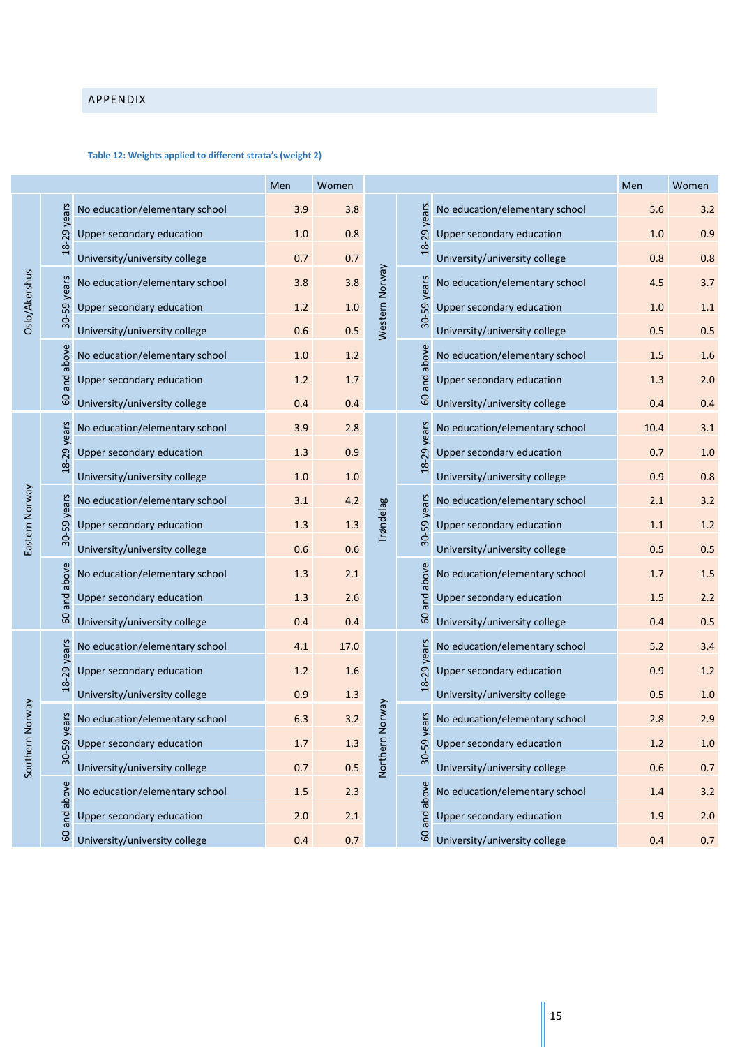APPENDIX

**Table 12: Weights applied to different strata's (weight 2)**

| | | | Men | Women | | | | Men | Women |
|---|---|---|---|---|---|---|---|---|---|
| Oslo/Akershus | 18-29 years | No education/elementary school | 3.9 | 3.8 | Western Norway | 18-29 years | No education/elementary school | 5.6 | 3.2 |
| | | Upper secondary education | 1.0 | 0.8 | | | Upper secondary education | 1.0 | 0.9 |
| | | University/university college | 0.7 | 0.7 | | | University/university college | 0.8 | 0.8 |
| | 30-59 years | No education/elementary school | 3.8 | 3.8 | | 30-59 years | No education/elementary school | 4.5 | 3.7 |
| | | Upper secondary education | 1.2 | 1.0 | | | Upper secondary education | 1.0 | 1.1 |
| | | University/university college | 0.6 | 0.5 | | | University/university college | 0.5 | 0.5 |
| | 60 and above | No education/elementary school | 1.0 | 1.2 | | 60 and above | No education/elementary school | 1.5 | 1.6 |
| | | Upper secondary education | 1.2 | 1.7 | | | Upper secondary education | 1.3 | 2.0 |
| | | University/university college | 0.4 | 0.4 | | | University/university college | 0.4 | 0.4 |
| Eastern Norway | 18-29 years | No education/elementary school | 3.9 | 2.8 | Trøndelag | 18-29 years | No education/elementary school | 10.4 | 3.1 |
| | | Upper secondary education | 1.3 | 0.9 | | | Upper secondary education | 0.7 | 1.0 |
| | | University/university college | 1.0 | 1.0 | | | University/university college | 0.9 | 0.8 |
| | 30-59 years | No education/elementary school | 3.1 | 4.2 | | 30-59 years | No education/elementary school | 2.1 | 3.2 |
| | | Upper secondary education | 1.3 | 1.3 | | | Upper secondary education | 1.1 | 1.2 |
| | | University/university college | 0.6 | 0.6 | | | University/university college | 0.5 | 0.5 |
| | 60 and above | No education/elementary school | 1.3 | 2.1 | | 60 and above | No education/elementary school | 1.7 | 1.5 |
| | | Upper secondary education | 1.3 | 2.6 | | | Upper secondary education | 1.5 | 2.2 |
| | | University/university college | 0.4 | 0.4 | | | University/university college | 0.4 | 0.5 |
| Southern Norway | 18-29 years | No education/elementary school | 4.1 | 17.0 | Northern Norway | 18-29 years | No education/elementary school | 5.2 | 3.4 |
| | | Upper secondary education | 1.2 | 1.6 | | | Upper secondary education | 0.9 | 1.2 |
| | | University/university college | 0.9 | 1.3 | | | University/university college | 0.5 | 1.0 |
| | 30-59 years | No education/elementary school | 6.3 | 3.2 | | 30-59 years | No education/elementary school | 2.8 | 2.9 |
| | | Upper secondary education | 1.7 | 1.3 | | | Upper secondary education | 1.2 | 1.0 |
| | | University/university college | 0.7 | 0.5 | | | University/university college | 0.6 | 0.7 |
| | 60 and above | No education/elementary school | 1.5 | 2.3 | | 60 and above | No education/elementary school | 1.4 | 3.2 |
| | | Upper secondary education | 2.0 | 2.1 | | | Upper secondary education | 1.9 | 2.0 |
| | | University/university college | 0.4 | 0.7 | | | University/university college | 0.4 | 0.7 |